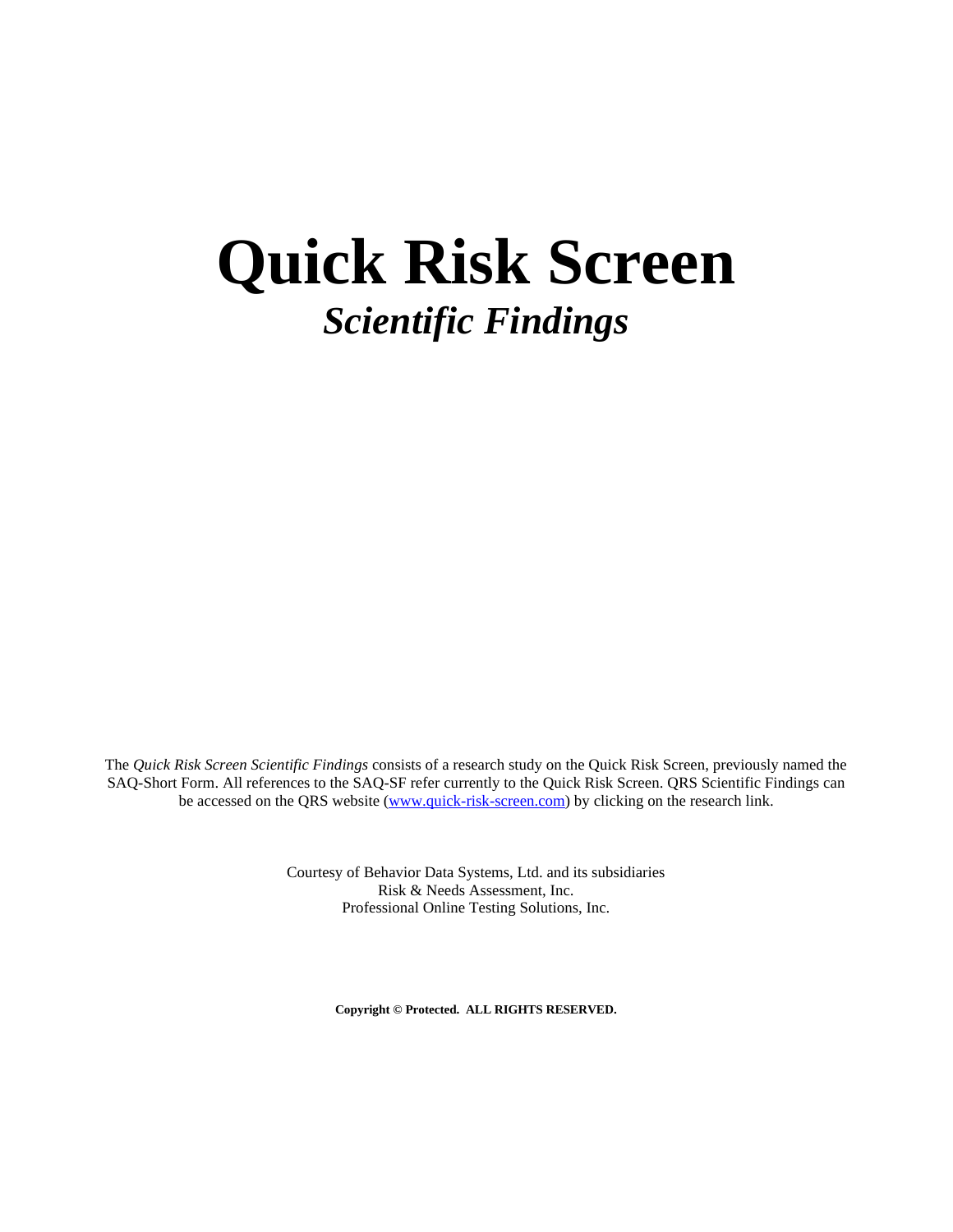# Quick Risk Screen

## *Scientific Findings*

The *Quick Risk Screen Scientific Findings* consists of a research study on the Quick Risk Screen, previously named the SAQ-Short Form. All references to the SAQ-SF refer currently to the Quick Risk Screen. QRS Scientific Findings can be accessed on the QRS website ([www.quick-risk-screen.com](http://www.quick-risk-screen.com)) by clicking on the research link.

Courtesy of Behavior Data Systems, Ltd. and its subsidiaries
Risk & Needs Assessment, Inc.
Professional Online Testing Solutions, Inc.

**Copyright © Protected. ALL RIGHTS RESERVED.**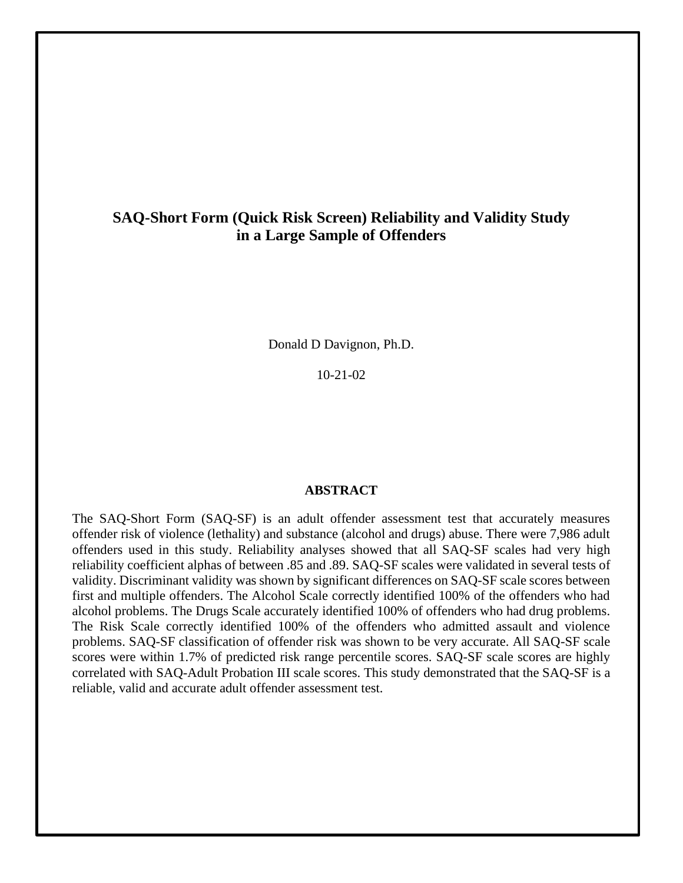# SAQ-Short Form (Quick Risk Screen) Reliability and Validity Study in a Large Sample of Offenders

Donald D Davignon, Ph.D.

10-21-02

## ABSTRACT

The SAQ-Short Form (SAQ-SF) is an adult offender assessment test that accurately measures offender risk of violence (lethality) and substance (alcohol and drugs) abuse. There were 7,986 adult offenders used in this study. Reliability analyses showed that all SAQ-SF scales had very high reliability coefficient alphas of between .85 and .89. SAQ-SF scales were validated in several tests of validity. Discriminant validity was shown by significant differences on SAQ-SF scale scores between first and multiple offenders. The Alcohol Scale correctly identified 100% of the offenders who had alcohol problems. The Drugs Scale accurately identified 100% of offenders who had drug problems. The Risk Scale correctly identified 100% of the offenders who admitted assault and violence problems. SAQ-SF classification of offender risk was shown to be very accurate. All SAQ-SF scale scores were within 1.7% of predicted risk range percentile scores. SAQ-SF scale scores are highly correlated with SAQ-Adult Probation III scale scores. This study demonstrated that the SAQ-SF is a reliable, valid and accurate adult offender assessment test.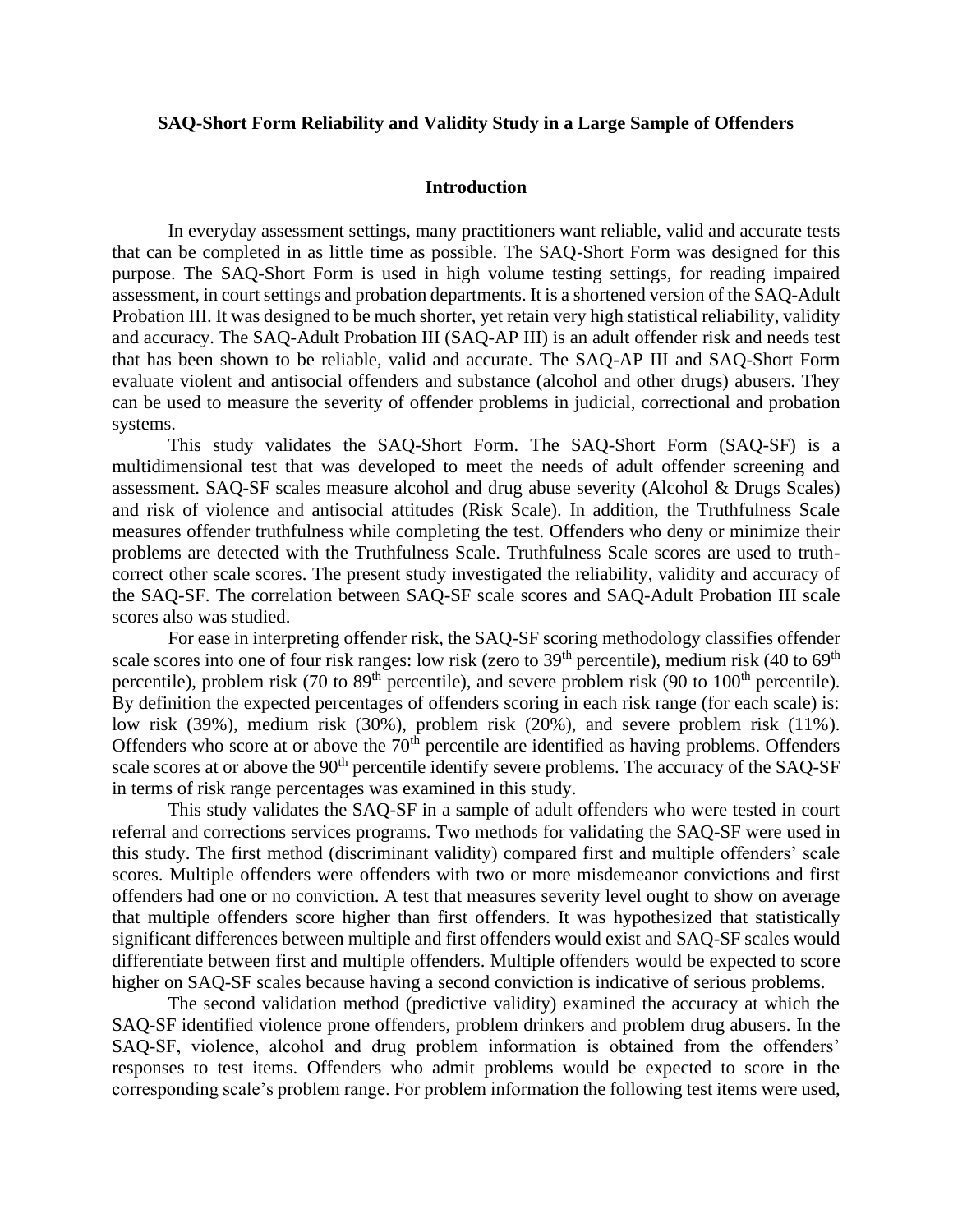**SAQ-Short Form Reliability and Validity Study in a Large Sample of Offenders**

## Introduction

In everyday assessment settings, many practitioners want reliable, valid and accurate tests that can be completed in as little time as possible. The SAQ-Short Form was designed for this purpose. The SAQ-Short Form is used in high volume testing settings, for reading impaired assessment, in court settings and probation departments. It is a shortened version of the SAQ-Adult Probation III. It was designed to be much shorter, yet retain very high statistical reliability, validity and accuracy. The SAQ-Adult Probation III (SAQ-AP III) is an adult offender risk and needs test that has been shown to be reliable, valid and accurate. The SAQ-AP III and SAQ-Short Form evaluate violent and antisocial offenders and substance (alcohol and other drugs) abusers. They can be used to measure the severity of offender problems in judicial, correctional and probation systems.

This study validates the SAQ-Short Form. The SAQ-Short Form (SAQ-SF) is a multidimensional test that was developed to meet the needs of adult offender screening and assessment. SAQ-SF scales measure alcohol and drug abuse severity (Alcohol & Drugs Scales) and risk of violence and antisocial attitudes (Risk Scale). In addition, the Truthfulness Scale measures offender truthfulness while completing the test. Offenders who deny or minimize their problems are detected with the Truthfulness Scale. Truthfulness Scale scores are used to truth-correct other scale scores. The present study investigated the reliability, validity and accuracy of the SAQ-SF. The correlation between SAQ-SF scale scores and SAQ-Adult Probation III scale scores also was studied.

For ease in interpreting offender risk, the SAQ-SF scoring methodology classifies offender scale scores into one of four risk ranges: low risk (zero to 39$^{th}$ percentile), medium risk (40 to 69$^{th}$ percentile), problem risk (70 to 89$^{th}$ percentile), and severe problem risk (90 to 100$^{th}$ percentile). By definition the expected percentages of offenders scoring in each risk range (for each scale) is: low risk (39%), medium risk (30%), problem risk (20%), and severe problem risk (11%). Offenders who score at or above the 70$^{th}$ percentile are identified as having problems. Offenders scale scores at or above the 90$^{th}$ percentile identify severe problems. The accuracy of the SAQ-SF in terms of risk range percentages was examined in this study.

This study validates the SAQ-SF in a sample of adult offenders who were tested in court referral and corrections services programs. Two methods for validating the SAQ-SF were used in this study. The first method (discriminant validity) compared first and multiple offenders' scale scores. Multiple offenders were offenders with two or more misdemeanor convictions and first offenders had one or no conviction. A test that measures severity level ought to show on average that multiple offenders score higher than first offenders. It was hypothesized that statistically significant differences between multiple and first offenders would exist and SAQ-SF scales would differentiate between first and multiple offenders. Multiple offenders would be expected to score higher on SAQ-SF scales because having a second conviction is indicative of serious problems.

The second validation method (predictive validity) examined the accuracy at which the SAQ-SF identified violence prone offenders, problem drinkers and problem drug abusers. In the SAQ-SF, violence, alcohol and drug problem information is obtained from the offenders' responses to test items. Offenders who admit problems would be expected to score in the corresponding scale's problem range. For problem information the following test items were used,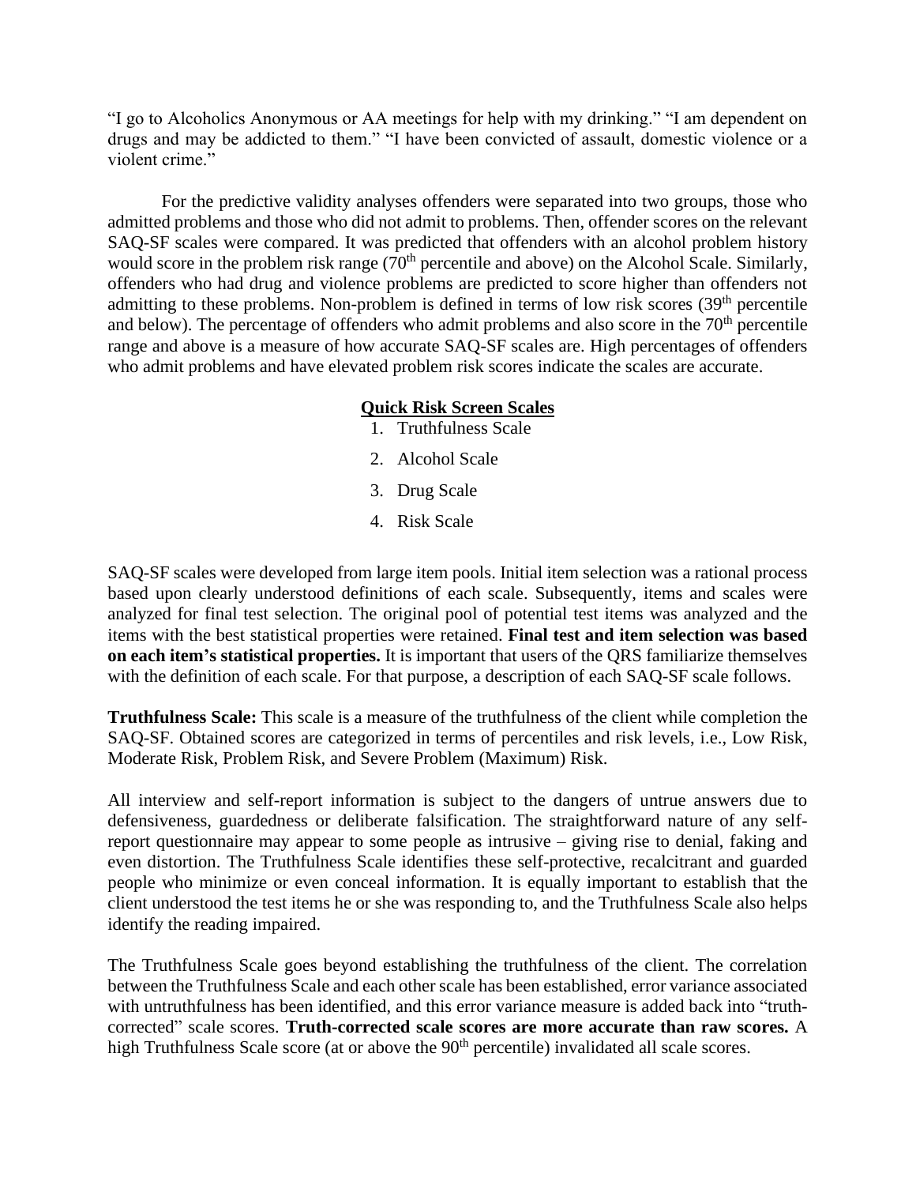"I go to Alcoholics Anonymous or AA meetings for help with my drinking." "I am dependent on drugs and may be addicted to them." "I have been convicted of assault, domestic violence or a violent crime."

For the predictive validity analyses offenders were separated into two groups, those who admitted problems and those who did not admit to problems. Then, offender scores on the relevant SAQ-SF scales were compared. It was predicted that offenders with an alcohol problem history would score in the problem risk range ($70^{th}$ percentile and above) on the Alcohol Scale. Similarly, offenders who had drug and violence problems are predicted to score higher than offenders not admitting to these problems. Non-problem is defined in terms of low risk scores ($39^{th}$ percentile and below). The percentage of offenders who admit problems and also score in the $70^{th}$ percentile range and above is a measure of how accurate SAQ-SF scales are. High percentages of offenders who admit problems and have elevated problem risk scores indicate the scales are accurate.

**Quick Risk Screen Scales**

1. Truthfulness Scale
2. Alcohol Scale
3. Drug Scale
4. Risk Scale

SAQ-SF scales were developed from large item pools. Initial item selection was a rational process based upon clearly understood definitions of each scale. Subsequently, items and scales were analyzed for final test selection. The original pool of potential test items was analyzed and the items with the best statistical properties were retained. **Final test and item selection was based on each item's statistical properties.** It is important that users of the QRS familiarize themselves with the definition of each scale. For that purpose, a description of each SAQ-SF scale follows.

**Truthfulness Scale:** This scale is a measure of the truthfulness of the client while completion the SAQ-SF. Obtained scores are categorized in terms of percentiles and risk levels, i.e., Low Risk, Moderate Risk, Problem Risk, and Severe Problem (Maximum) Risk.

All interview and self-report information is subject to the dangers of untrue answers due to defensiveness, guardedness or deliberate falsification. The straightforward nature of any self-report questionnaire may appear to some people as intrusive – giving rise to denial, faking and even distortion. The Truthfulness Scale identifies these self-protective, recalcitrant and guarded people who minimize or even conceal information. It is equally important to establish that the client understood the test items he or she was responding to, and the Truthfulness Scale also helps identify the reading impaired.

The Truthfulness Scale goes beyond establishing the truthfulness of the client. The correlation between the Truthfulness Scale and each other scale has been established, error variance associated with untruthfulness has been identified, and this error variance measure is added back into "truth-corrected" scale scores. **Truth-corrected scale scores are more accurate than raw scores.** A high Truthfulness Scale score (at or above the $90^{th}$ percentile) invalidated all scale scores.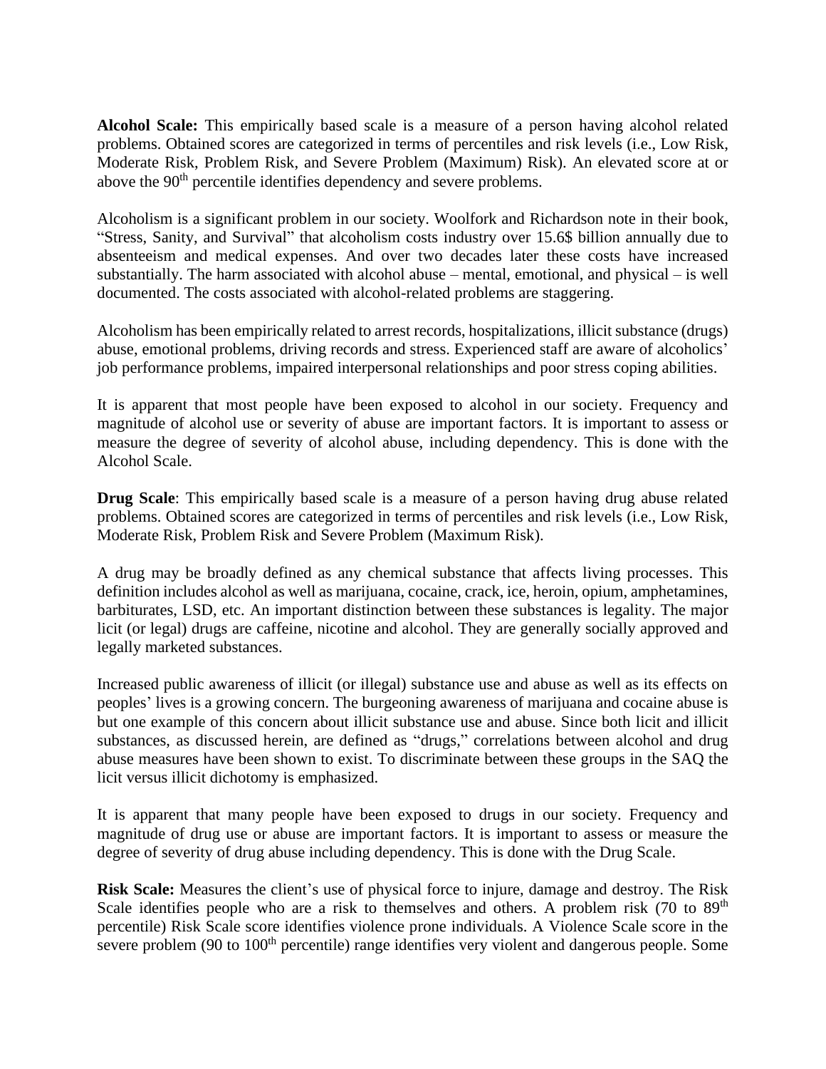**Alcohol Scale:** This empirically based scale is a measure of a person having alcohol related problems. Obtained scores are categorized in terms of percentiles and risk levels (i.e., Low Risk, Moderate Risk, Problem Risk, and Severe Problem (Maximum) Risk). An elevated score at or above the 90th percentile identifies dependency and severe problems.

Alcoholism is a significant problem in our society. Woolfork and Richardson note in their book, "Stress, Sanity, and Survival" that alcoholism costs industry over 15.6$ billion annually due to absenteeism and medical expenses. And over two decades later these costs have increased substantially. The harm associated with alcohol abuse – mental, emotional, and physical – is well documented. The costs associated with alcohol-related problems are staggering.

Alcoholism has been empirically related to arrest records, hospitalizations, illicit substance (drugs) abuse, emotional problems, driving records and stress. Experienced staff are aware of alcoholics' job performance problems, impaired interpersonal relationships and poor stress coping abilities.

It is apparent that most people have been exposed to alcohol in our society. Frequency and magnitude of alcohol use or severity of abuse are important factors. It is important to assess or measure the degree of severity of alcohol abuse, including dependency. This is done with the Alcohol Scale.

**Drug Scale**: This empirically based scale is a measure of a person having drug abuse related problems. Obtained scores are categorized in terms of percentiles and risk levels (i.e., Low Risk, Moderate Risk, Problem Risk and Severe Problem (Maximum Risk).

A drug may be broadly defined as any chemical substance that affects living processes. This definition includes alcohol as well as marijuana, cocaine, crack, ice, heroin, opium, amphetamines, barbiturates, LSD, etc. An important distinction between these substances is legality. The major licit (or legal) drugs are caffeine, nicotine and alcohol. They are generally socially approved and legally marketed substances.

Increased public awareness of illicit (or illegal) substance use and abuse as well as its effects on peoples' lives is a growing concern. The burgeoning awareness of marijuana and cocaine abuse is but one example of this concern about illicit substance use and abuse. Since both licit and illicit substances, as discussed herein, are defined as "drugs," correlations between alcohol and drug abuse measures have been shown to exist. To discriminate between these groups in the SAQ the licit versus illicit dichotomy is emphasized.

It is apparent that many people have been exposed to drugs in our society. Frequency and magnitude of drug use or abuse are important factors. It is important to assess or measure the degree of severity of drug abuse including dependency. This is done with the Drug Scale.

**Risk Scale:** Measures the client's use of physical force to injure, damage and destroy. The Risk Scale identifies people who are a risk to themselves and others. A problem risk (70 to 89th percentile) Risk Scale score identifies violence prone individuals. A Violence Scale score in the severe problem (90 to 100th percentile) range identifies very violent and dangerous people. Some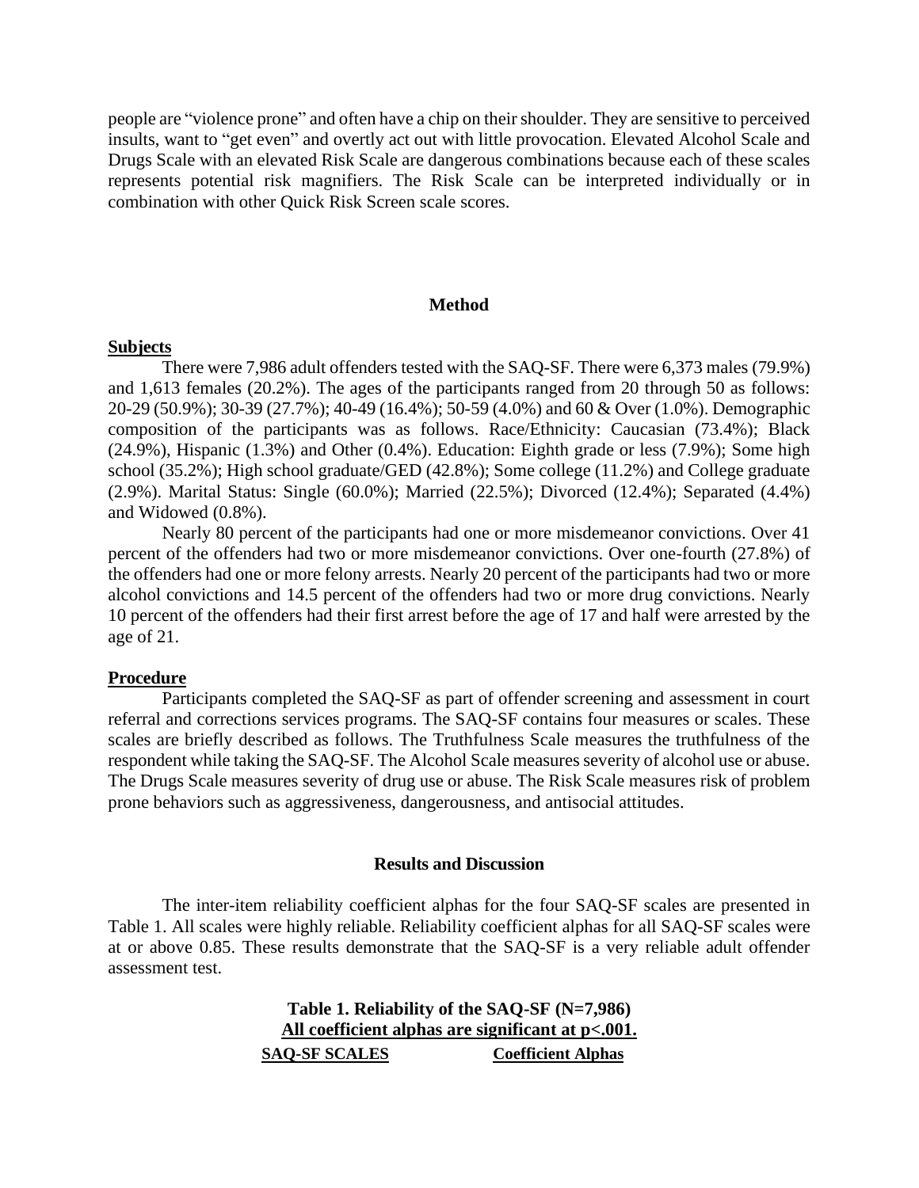people are "violence prone" and often have a chip on their shoulder. They are sensitive to perceived insults, want to "get even" and overtly act out with little provocation. Elevated Alcohol Scale and Drugs Scale with an elevated Risk Scale are dangerous combinations because each of these scales represents potential risk magnifiers. The Risk Scale can be interpreted individually or in combination with other Quick Risk Screen scale scores.

## Method

### Subjects

There were 7,986 adult offenders tested with the SAQ-SF. There were 6,373 males (79.9%) and 1,613 females (20.2%). The ages of the participants ranged from 20 through 50 as follows: 20-29 (50.9%); 30-39 (27.7%); 40-49 (16.4%); 50-59 (4.0%) and 60 & Over (1.0%). Demographic composition of the participants was as follows. Race/Ethnicity: Caucasian (73.4%); Black (24.9%), Hispanic (1.3%) and Other (0.4%). Education: Eighth grade or less (7.9%); Some high school (35.2%); High school graduate/GED (42.8%); Some college (11.2%) and College graduate (2.9%). Marital Status: Single (60.0%); Married (22.5%); Divorced (12.4%); Separated (4.4%) and Widowed (0.8%).

Nearly 80 percent of the participants had one or more misdemeanor convictions. Over 41 percent of the offenders had two or more misdemeanor convictions. Over one-fourth (27.8%) of the offenders had one or more felony arrests. Nearly 20 percent of the participants had two or more alcohol convictions and 14.5 percent of the offenders had two or more drug convictions. Nearly 10 percent of the offenders had their first arrest before the age of 17 and half were arrested by the age of 21.

### Procedure

Participants completed the SAQ-SF as part of offender screening and assessment in court referral and corrections services programs. The SAQ-SF contains four measures or scales. These scales are briefly described as follows. The Truthfulness Scale measures the truthfulness of the respondent while taking the SAQ-SF. The Alcohol Scale measures severity of alcohol use or abuse. The Drugs Scale measures severity of drug use or abuse. The Risk Scale measures risk of problem prone behaviors such as aggressiveness, dangerousness, and antisocial attitudes.

## Results and Discussion

The inter-item reliability coefficient alphas for the four SAQ-SF scales are presented in Table 1. All scales were highly reliable. Reliability coefficient alphas for all SAQ-SF scales were at or above 0.85. These results demonstrate that the SAQ-SF is a very reliable adult offender assessment test.

**Table 1. Reliability of the SAQ-SF (N=7,986)**
**All coefficient alphas are significant at $p<.001$.**

| SAQ-SF SCALES | Coefficient Alphas |
|---|---|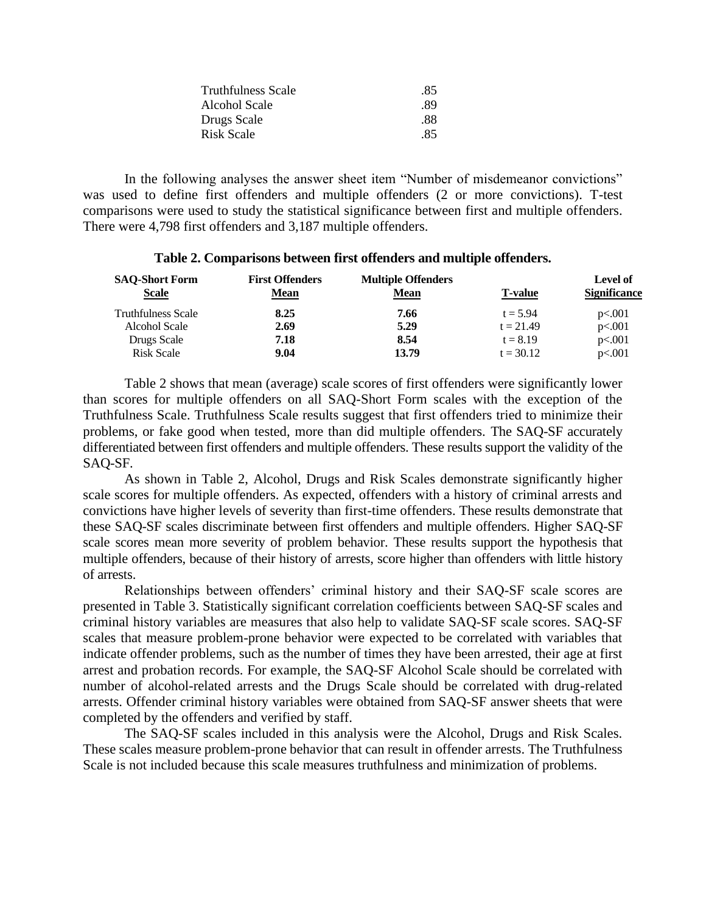| | |
|---|---|
| Truthfulness Scale | .85 |
| Alcohol Scale | .89 |
| Drugs Scale | .88 |
| Risk Scale | .85 |

In the following analyses the answer sheet item "Number of misdemeanor convictions" was used to define first offenders and multiple offenders (2 or more convictions). T-test comparisons were used to study the statistical significance between first and multiple offenders. There were 4,798 first offenders and 3,187 multiple offenders.

**Table 2. Comparisons between first offenders and multiple offenders.**

| SAQ-Short Form Scale | First Offenders Mean | Multiple Offenders Mean | T-value | Level of Significance |
|---|---|---|---|---|
| Truthfulness Scale | **8.25** | **7.66** | $t = 5.94$ | $p<.001$ |
| Alcohol Scale | **2.69** | **5.29** | $t = 21.49$ | $p<.001$ |
| Drugs Scale | **7.18** | **8.54** | $t = 8.19$ | $p<.001$ |
| Risk Scale | **9.04** | **13.79** | $t = 30.12$ | $p<.001$ |

Table 2 shows that mean (average) scale scores of first offenders were significantly lower than scores for multiple offenders on all SAQ-Short Form scales with the exception of the Truthfulness Scale. Truthfulness Scale results suggest that first offenders tried to minimize their problems, or fake good when tested, more than did multiple offenders. The SAQ-SF accurately differentiated between first offenders and multiple offenders. These results support the validity of the SAQ-SF.

As shown in Table 2, Alcohol, Drugs and Risk Scales demonstrate significantly higher scale scores for multiple offenders. As expected, offenders with a history of criminal arrests and convictions have higher levels of severity than first-time offenders. These results demonstrate that these SAQ-SF scales discriminate between first offenders and multiple offenders. Higher SAQ-SF scale scores mean more severity of problem behavior. These results support the hypothesis that multiple offenders, because of their history of arrests, score higher than offenders with little history of arrests.

Relationships between offenders' criminal history and their SAQ-SF scale scores are presented in Table 3. Statistically significant correlation coefficients between SAQ-SF scales and criminal history variables are measures that also help to validate SAQ-SF scale scores. SAQ-SF scales that measure problem-prone behavior were expected to be correlated with variables that indicate offender problems, such as the number of times they have been arrested, their age at first arrest and probation records. For example, the SAQ-SF Alcohol Scale should be correlated with number of alcohol-related arrests and the Drugs Scale should be correlated with drug-related arrests. Offender criminal history variables were obtained from SAQ-SF answer sheets that were completed by the offenders and verified by staff.

The SAQ-SF scales included in this analysis were the Alcohol, Drugs and Risk Scales. These scales measure problem-prone behavior that can result in offender arrests. The Truthfulness Scale is not included because this scale measures truthfulness and minimization of problems.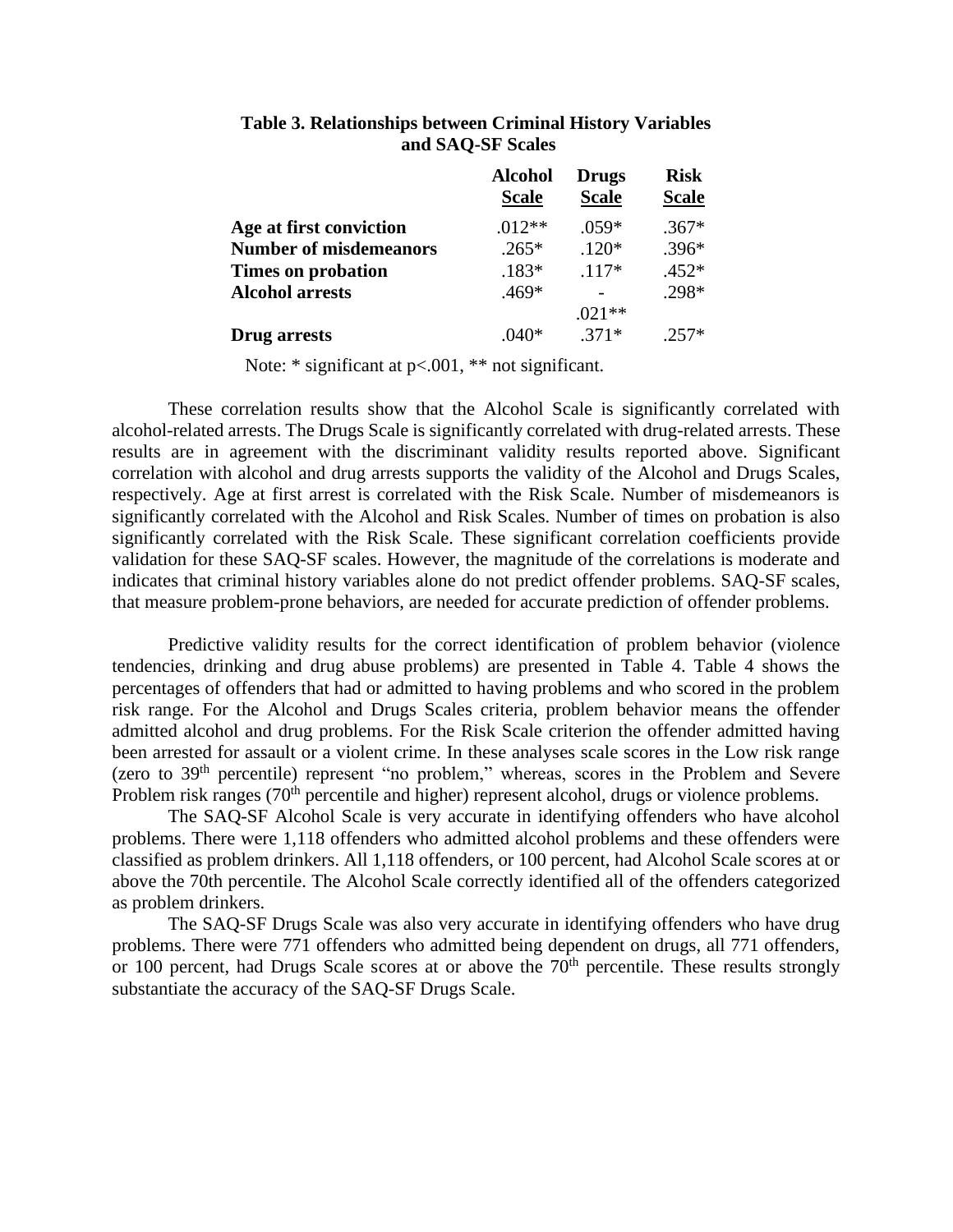**Table 3. Relationships between Criminal History Variables and SAQ-SF Scales**

| | Alcohol Scale | Drugs Scale | Risk Scale |
|---|---|---|---|
| **Age at first conviction** | .012** | .059* | .367* |
| **Number of misdemeanors** | .265* | .120* | .396* |
| **Times on probation** | .183* | .117* | .452* |
| **Alcohol arrests** | .469* | -.021** | .298* |
| **Drug arrests** | .040* | .371* | .257* |

Note: * significant at p<.001, ** not significant.

These correlation results show that the Alcohol Scale is significantly correlated with alcohol-related arrests. The Drugs Scale is significantly correlated with drug-related arrests. These results are in agreement with the discriminant validity results reported above. Significant correlation with alcohol and drug arrests supports the validity of the Alcohol and Drugs Scales, respectively. Age at first arrest is correlated with the Risk Scale. Number of misdemeanors is significantly correlated with the Alcohol and Risk Scales. Number of times on probation is also significantly correlated with the Risk Scale. These significant correlation coefficients provide validation for these SAQ-SF scales. However, the magnitude of the correlations is moderate and indicates that criminal history variables alone do not predict offender problems. SAQ-SF scales, that measure problem-prone behaviors, are needed for accurate prediction of offender problems.

Predictive validity results for the correct identification of problem behavior (violence tendencies, drinking and drug abuse problems) are presented in Table 4. Table 4 shows the percentages of offenders that had or admitted to having problems and who scored in the problem risk range. For the Alcohol and Drugs Scales criteria, problem behavior means the offender admitted alcohol and drug problems. For the Risk Scale criterion the offender admitted having been arrested for assault or a violent crime. In these analyses scale scores in the Low risk range (zero to 39th percentile) represent "no problem," whereas, scores in the Problem and Severe Problem risk ranges (70th percentile and higher) represent alcohol, drugs or violence problems.

The SAQ-SF Alcohol Scale is very accurate in identifying offenders who have alcohol problems. There were 1,118 offenders who admitted alcohol problems and these offenders were classified as problem drinkers. All 1,118 offenders, or 100 percent, had Alcohol Scale scores at or above the 70th percentile. The Alcohol Scale correctly identified all of the offenders categorized as problem drinkers.

The SAQ-SF Drugs Scale was also very accurate in identifying offenders who have drug problems. There were 771 offenders who admitted being dependent on drugs, all 771 offenders, or 100 percent, had Drugs Scale scores at or above the 70th percentile. These results strongly substantiate the accuracy of the SAQ-SF Drugs Scale.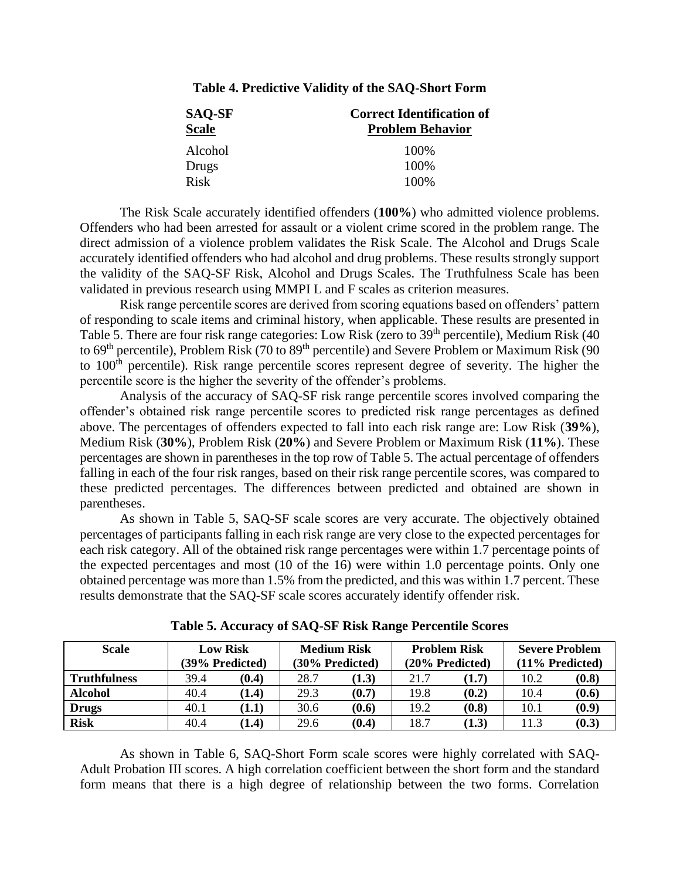**Table 4. Predictive Validity of the SAQ-Short Form**

| SAQ-SF Scale | Correct Identification of Problem Behavior |
|---|---|
| Alcohol | 100% |
| Drugs | 100% |
| Risk | 100% |

The Risk Scale accurately identified offenders (**100%**) who admitted violence problems. Offenders who had been arrested for assault or a violent crime scored in the problem range. The direct admission of a violence problem validates the Risk Scale. The Alcohol and Drugs Scale accurately identified offenders who had alcohol and drug problems. These results strongly support the validity of the SAQ-SF Risk, Alcohol and Drugs Scales. The Truthfulness Scale has been validated in previous research using MMPI L and F scales as criterion measures.

Risk range percentile scores are derived from scoring equations based on offenders' pattern of responding to scale items and criminal history, when applicable. These results are presented in Table 5. There are four risk range categories: Low Risk (zero to 39th percentile), Medium Risk (40 to 69th percentile), Problem Risk (70 to 89th percentile) and Severe Problem or Maximum Risk (90 to 100th percentile). Risk range percentile scores represent degree of severity. The higher the percentile score is the higher the severity of the offender's problems.

Analysis of the accuracy of SAQ-SF risk range percentile scores involved comparing the offender's obtained risk range percentile scores to predicted risk range percentages as defined above. The percentages of offenders expected to fall into each risk range are: Low Risk (**39%**), Medium Risk (**30%**), Problem Risk (**20%**) and Severe Problem or Maximum Risk (**11%**). These percentages are shown in parentheses in the top row of Table 5. The actual percentage of offenders falling in each of the four risk ranges, based on their risk range percentile scores, was compared to these predicted percentages. The differences between predicted and obtained are shown in parentheses.

As shown in Table 5, SAQ-SF scale scores are very accurate. The objectively obtained percentages of participants falling in each risk range are very close to the expected percentages for each risk category. All of the obtained risk range percentages were within 1.7 percentage points of the expected percentages and most (10 of the 16) were within 1.0 percentage points. Only one obtained percentage was more than 1.5% from the predicted, and this was within 1.7 percent. These results demonstrate that the SAQ-SF scale scores accurately identify offender risk.

**Table 5. Accuracy of SAQ-SF Risk Range Percentile Scores**

| Scale | Low Risk (39% Predicted) | | Medium Risk (30% Predicted) | | Problem Risk (20% Predicted) | | Severe Problem (11% Predicted) | |
|---|---|---|---|---|---|---|---|---|
| **Truthfulness** | 39.4 | **(0.4)** | 28.7 | **(1.3)** | 21.7 | **(1.7)** | 10.2 | **(0.8)** |
| **Alcohol** | 40.4 | **(1.4)** | 29.3 | **(0.7)** | 19.8 | **(0.2)** | 10.4 | **(0.6)** |
| **Drugs** | 40.1 | **(1.1)** | 30.6 | **(0.6)** | 19.2 | **(0.8)** | 10.1 | **(0.9)** |
| **Risk** | 40.4 | **(1.4)** | 29.6 | **(0.4)** | 18.7 | **(1.3)** | 11.3 | **(0.3)** |

As shown in Table 6, SAQ-Short Form scale scores were highly correlated with SAQ-Adult Probation III scores. A high correlation coefficient between the short form and the standard form means that there is a high degree of relationship between the two forms. Correlation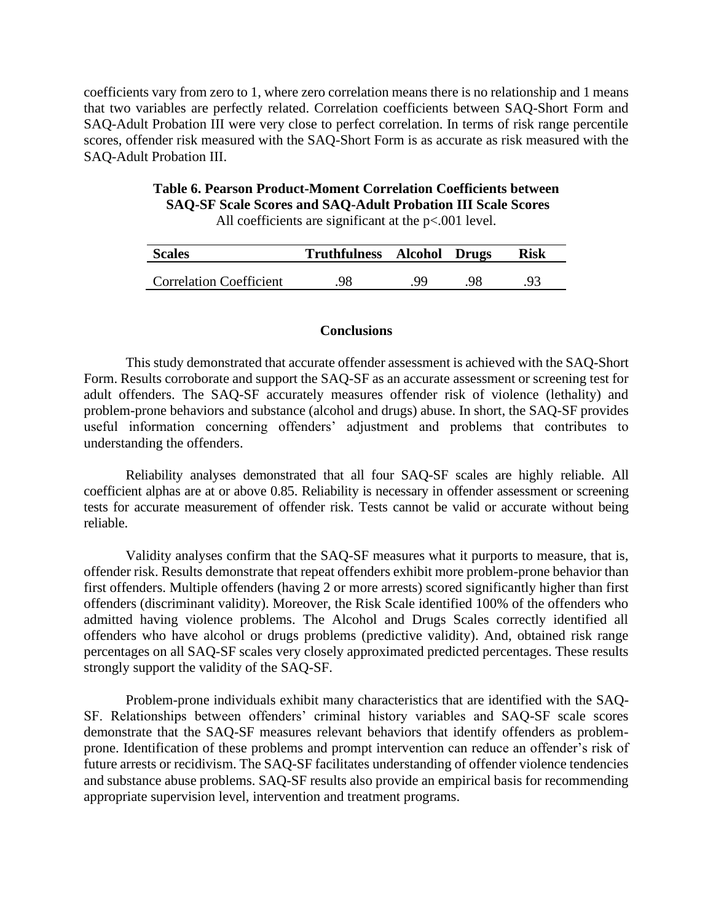coefficients vary from zero to 1, where zero correlation means there is no relationship and 1 means that two variables are perfectly related. Correlation coefficients between SAQ-Short Form and SAQ-Adult Probation III were very close to perfect correlation. In terms of risk range percentile scores, offender risk measured with the SAQ-Short Form is as accurate as risk measured with the SAQ-Adult Probation III.

**Table 6. Pearson Product-Moment Correlation Coefficients between SAQ-SF Scale Scores and SAQ-Adult Probation III Scale Scores**

All coefficients are significant at the $p<.001$ level.

| Scales | Truthfulness | Alcohol | Drugs | Risk |
|---|---|---|---|---|
| Correlation Coefficient | .98 | .99 | .98 | .93 |

## Conclusions

This study demonstrated that accurate offender assessment is achieved with the SAQ-Short Form. Results corroborate and support the SAQ-SF as an accurate assessment or screening test for adult offenders. The SAQ-SF accurately measures offender risk of violence (lethality) and problem-prone behaviors and substance (alcohol and drugs) abuse. In short, the SAQ-SF provides useful information concerning offenders' adjustment and problems that contributes to understanding the offenders.

Reliability analyses demonstrated that all four SAQ-SF scales are highly reliable. All coefficient alphas are at or above 0.85. Reliability is necessary in offender assessment or screening tests for accurate measurement of offender risk. Tests cannot be valid or accurate without being reliable.

Validity analyses confirm that the SAQ-SF measures what it purports to measure, that is, offender risk. Results demonstrate that repeat offenders exhibit more problem-prone behavior than first offenders. Multiple offenders (having 2 or more arrests) scored significantly higher than first offenders (discriminant validity). Moreover, the Risk Scale identified 100% of the offenders who admitted having violence problems. The Alcohol and Drugs Scales correctly identified all offenders who have alcohol or drugs problems (predictive validity). And, obtained risk range percentages on all SAQ-SF scales very closely approximated predicted percentages. These results strongly support the validity of the SAQ-SF.

Problem-prone individuals exhibit many characteristics that are identified with the SAQ-SF. Relationships between offenders' criminal history variables and SAQ-SF scale scores demonstrate that the SAQ-SF measures relevant behaviors that identify offenders as problem-prone. Identification of these problems and prompt intervention can reduce an offender's risk of future arrests or recidivism. The SAQ-SF facilitates understanding of offender violence tendencies and substance abuse problems. SAQ-SF results also provide an empirical basis for recommending appropriate supervision level, intervention and treatment programs.